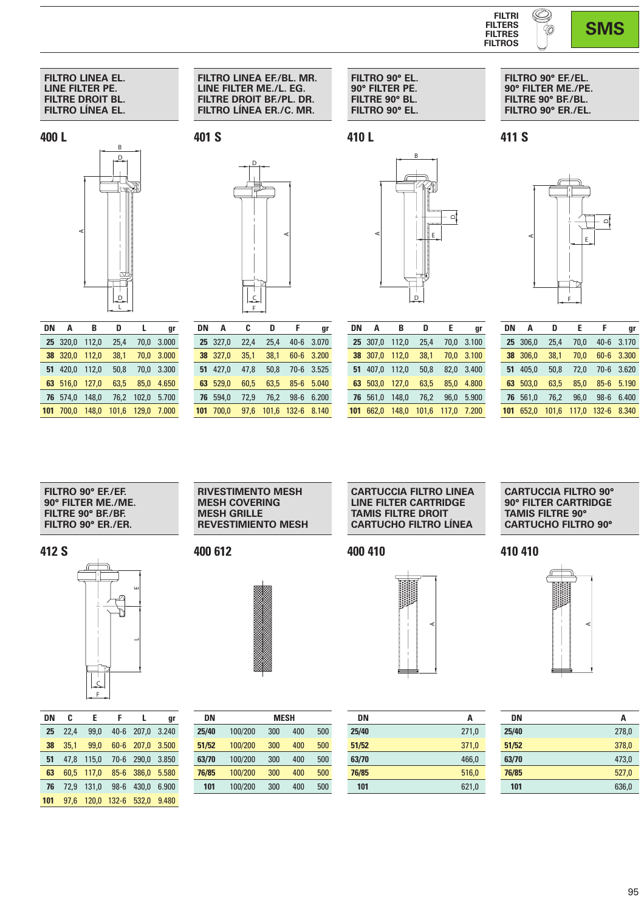FILTRI
FILTERS
FILTRES
FILTROS

**SMS**

### FILTRO LINEA EL.
### LINE FILTER PE.
### FILTRE DROIT BL.
### FILTRO LÍNEA EL.

## 400 L

| DN | A | B | D | L | gr |
|---|---|---|---|---|---|
| 25 | 320,0 | 112,0 | 25,4 | 70,0 | 3.000 |
| 38 | 320,0 | 112,0 | 38,1 | 70,0 | 3.000 |
| 51 | 420,0 | 112,0 | 50,8 | 70,0 | 3.300 |
| 63 | 516,0 | 127,0 | 63,5 | 85,0 | 4.650 |
| 76 | 574,0 | 148,0 | 76,2 | 102,0 | 5.700 |
| 101 | 700,0 | 148,0 | 101,6 | 129,0 | 7.000 |

### FILTRO LINEA EF./BL. MR.
### LINE FILTER ME./L. EG.
### FILTRE DROIT BF./PL. DR.
### FILTRO LÍNEA ER./C. MR.

## 401 S

| DN | A | C | D | F | gr |
|---|---|---|---|---|---|
| 25 | 327,0 | 22,4 | 25,4 | 40-6 | 3.070 |
| 38 | 327,0 | 35,1 | 38,1 | 60-6 | 3.200 |
| 51 | 427,0 | 47,8 | 50,8 | 70-6 | 3.525 |
| 63 | 529,0 | 60,5 | 63,5 | 85-6 | 5.040 |
| 76 | 594,0 | 72,9 | 76,2 | 98-6 | 6.200 |
| 101 | 700,0 | 97,6 | 101,6 | 132-6 | 8.140 |

### FILTRO 90° EL.
### 90° FILTER PE.
### FILTRE 90° BL.
### FILTRO 90° EL.

## 410 L

| DN | A | B | D | E | gr |
|---|---|---|---|---|---|
| 25 | 307,0 | 112,0 | 25,4 | 70,0 | 3.100 |
| 38 | 307,0 | 112,0 | 38,1 | 70,0 | 3.100 |
| 51 | 407,0 | 112,0 | 50,8 | 82,0 | 3.400 |
| 63 | 503,0 | 127,0 | 63,5 | 85,0 | 4.800 |
| 76 | 561,0 | 148,0 | 76,2 | 96,0 | 5.900 |
| 101 | 662,0 | 148,0 | 101,6 | 117,0 | 7.200 |

### FILTRO 90° EF./EL.
### 90° FILTER ME./PE.
### FILTRE 90° BF./BL.
### FILTRO 90° ER./EL.

## 411 S

| DN | A | D | E | F | gr |
|---|---|---|---|---|---|
| 25 | 306,0 | 25,4 | 70,0 | 40-6 | 3.170 |
| 38 | 306,0 | 38,1 | 70,0 | 60-6 | 3.300 |
| 51 | 405,0 | 50,8 | 72,0 | 70-6 | 3.620 |
| 63 | 503,0 | 63,5 | 85,0 | 85-6 | 5.190 |
| 76 | 561,0 | 76,2 | 96,0 | 98-6 | 6.400 |
| 101 | 652,0 | 101,6 | 117,0 | 132-6 | 8.340 |

### FILTRO 90° EF./EF.
### 90° FILTER ME./ME.
### FILTRE 90° BF./BF.
### FILTRO 90° ER./ER.

## 412 S

| DN | C | E | F | L | gr |
|---|---|---|---|---|---|
| 25 | 22,4 | 99,0 | 40-6 | 207,0 | 3.240 |
| 38 | 35,1 | 99,0 | 60-6 | 207,0 | 3.500 |
| 51 | 47,8 | 115,0 | 70-6 | 290,0 | 3.850 |
| 63 | 60,5 | 117,0 | 85-6 | 386,0 | 5.580 |
| 76 | 72,9 | 131,0 | 98-6 | 430,0 | 6.900 |
| 101 | 97,6 | 120,0 | 132-6 | 532,0 | 9.480 |

### RIVESTIMENTO MESH
### MESH COVERING
### MESH GRILLE
### REVESTIMIENTO MESH

## 400 612

| DN | MESH | | | |
|---|---|---|---|---|
| 25/40 | 100/200 | 300 | 400 | 500 |
| 51/52 | 100/200 | 300 | 400 | 500 |
| 63/70 | 100/200 | 300 | 400 | 500 |
| 76/85 | 100/200 | 300 | 400 | 500 |
| 101 | 100/200 | 300 | 400 | 500 |

### CARTUCCIA FILTRO LINEA
### LINE FILTER CARTRIDGE
### TAMIS FILTRE DROIT
### CARTUCHO FILTRO LÍNEA

## 400 410

| DN | A |
|---|---|
| 25/40 | 271,0 |
| 51/52 | 371,0 |
| 63/70 | 466,0 |
| 76/85 | 516,0 |
| 101 | 621,0 |

### CARTUCCIA FILTRO 90°
### 90° FILTER CARTRIDGE
### TAMIS FILTRE 90°
### CARTUCHO FILTRO 90°

## 410 410

| DN | A |
|---|---|
| 25/40 | 278,0 |
| 51/52 | 378,0 |
| 63/70 | 473,0 |
| 76/85 | 527,0 |
| 101 | 636,0 |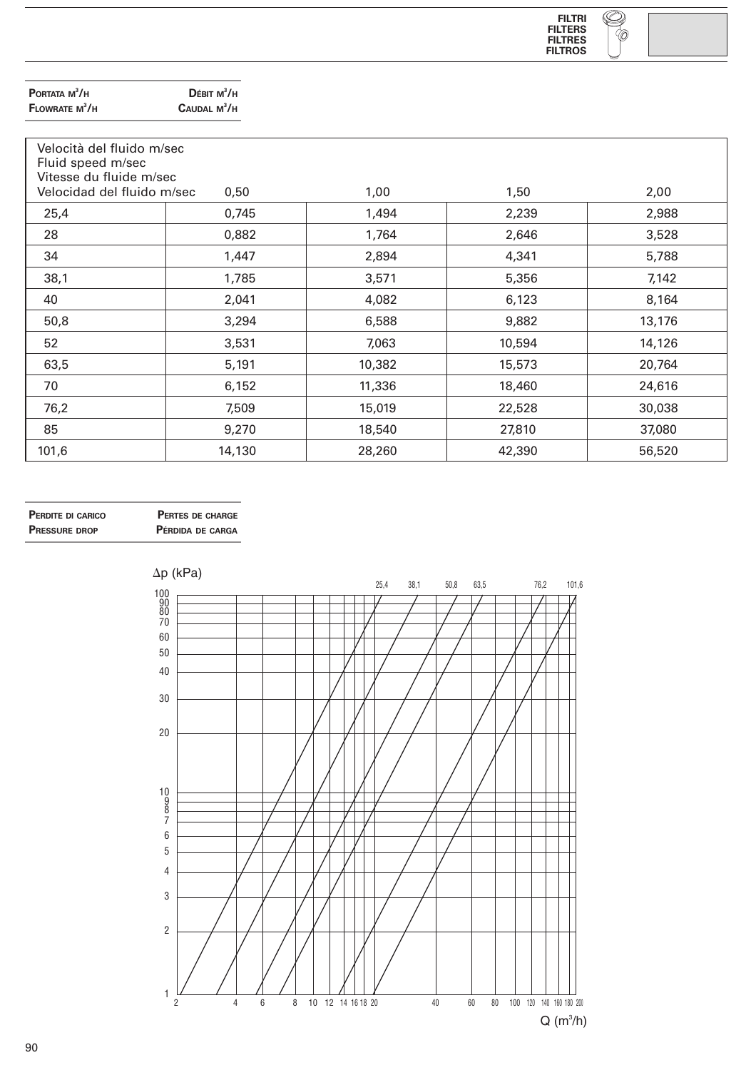| **PORTATA m³/h** | **DÉBIT m³/h** |
|---|---|
| **FLOWRATE m³/h** | **CAUDAL m³/h** |

| Velocità del fluido m/sec<br>Fluid speed m/sec<br>Vitesse du fluide m/sec<br>Velocidad del fluido m/sec | 0,50 | 1,00 | 1,50 | 2,00 |
|---|---|---|---|---|
| 25,4 | 0,745 | 1,494 | 2,239 | 2,988 |
| 28 | 0,882 | 1,764 | 2,646 | 3,528 |
| 34 | 1,447 | 2,894 | 4,341 | 5,788 |
| 38,1 | 1,785 | 3,571 | 5,356 | 7,142 |
| 40 | 2,041 | 4,082 | 6,123 | 8,164 |
| 50,8 | 3,294 | 6,588 | 9,882 | 13,176 |
| 52 | 3,531 | 7,063 | 10,594 | 14,126 |
| 63,5 | 5,191 | 10,382 | 15,573 | 20,764 |
| 70 | 6,152 | 11,336 | 18,460 | 24,616 |
| 76,2 | 7,509 | 15,019 | 22,528 | 30,038 |
| 85 | 9,270 | 18,540 | 27,810 | 37,080 |
| 101,6 | 14,130 | 28,260 | 42,390 | 56,520 |

| **PERDITE DI CARICO** | **PERTES DE CHARGE** |
|---|---|
| **PRESSURE DROP** | **PÉRDIDA DE CARGA** |

Δp (kPa)

25,4 38,1 50,8 63,5 76,2 101,6

100 90 80 70 60 50 40 30 20 10 9 8 7 6 5 4 3 2 1

2 4 6 8 10 12 14 16 18 20 40 60 80 100 120 140 160 180 200

Q (m³/h)